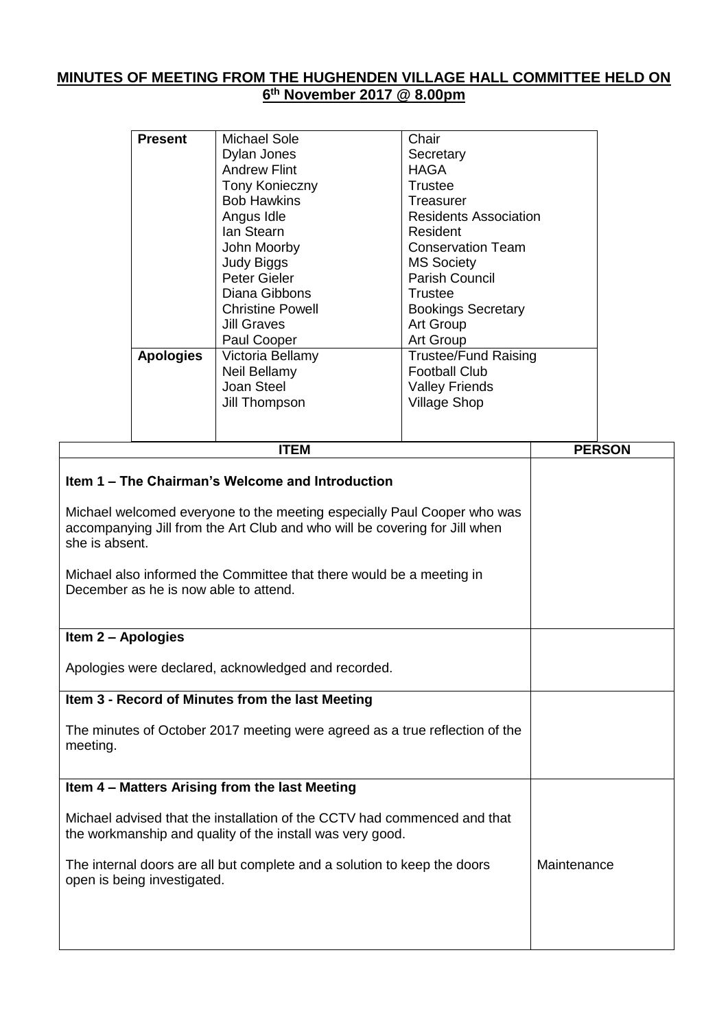**MINUTES OF MEETING FROM THE HUGHENDEN VILLAGE HALL COMMITTEE HELD ON 6th November 2017 @ 8.00pm**

| | | |
|---|---|---|
| **Present** | Michael Sole | Chair |
| | Dylan Jones | Secretary |
| | Andrew Flint | HAGA |
| | Tony Konieczny | Trustee |
| | Bob Hawkins | Treasurer |
| | Angus Idle | Residents Association |
| | Ian Stearn | Resident |
| | John Moorby | Conservation Team |
| | Judy Biggs | MS Society |
| | Peter Gieler | Parish Council |
| | Diana Gibbons | Trustee |
| | Christine Powell | Bookings Secretary |
| | Jill Graves | Art Group |
| | Paul Cooper | Art Group |
| **Apologies** | Victoria Bellamy | Trustee/Fund Raising |
| | Neil Bellamy | Football Club |
| | Joan Steel | Valley Friends |
| | Jill Thompson | Village Shop |

| ITEM | PERSON |
|---|---|
| **Item 1 – The Chairman's Welcome and Introduction**<br><br>Michael welcomed everyone to the meeting especially Paul Cooper who was accompanying Jill from the Art Club and who will be covering for Jill when she is absent.<br><br>Michael also informed the Committee that there would be a meeting in December as he is now able to attend. | |
| **Item 2 – Apologies**<br><br>Apologies were declared, acknowledged and recorded. | |
| **Item 3 - Record of Minutes from the last Meeting**<br><br>The minutes of October 2017 meeting were agreed as a true reflection of the meeting. | |
| **Item 4 – Matters Arising from the last Meeting**<br><br>Michael advised that the installation of the CCTV had commenced and that the workmanship and quality of the install was very good.<br><br>The internal doors are all but complete and a solution to keep the doors open is being investigated. | Maintenance |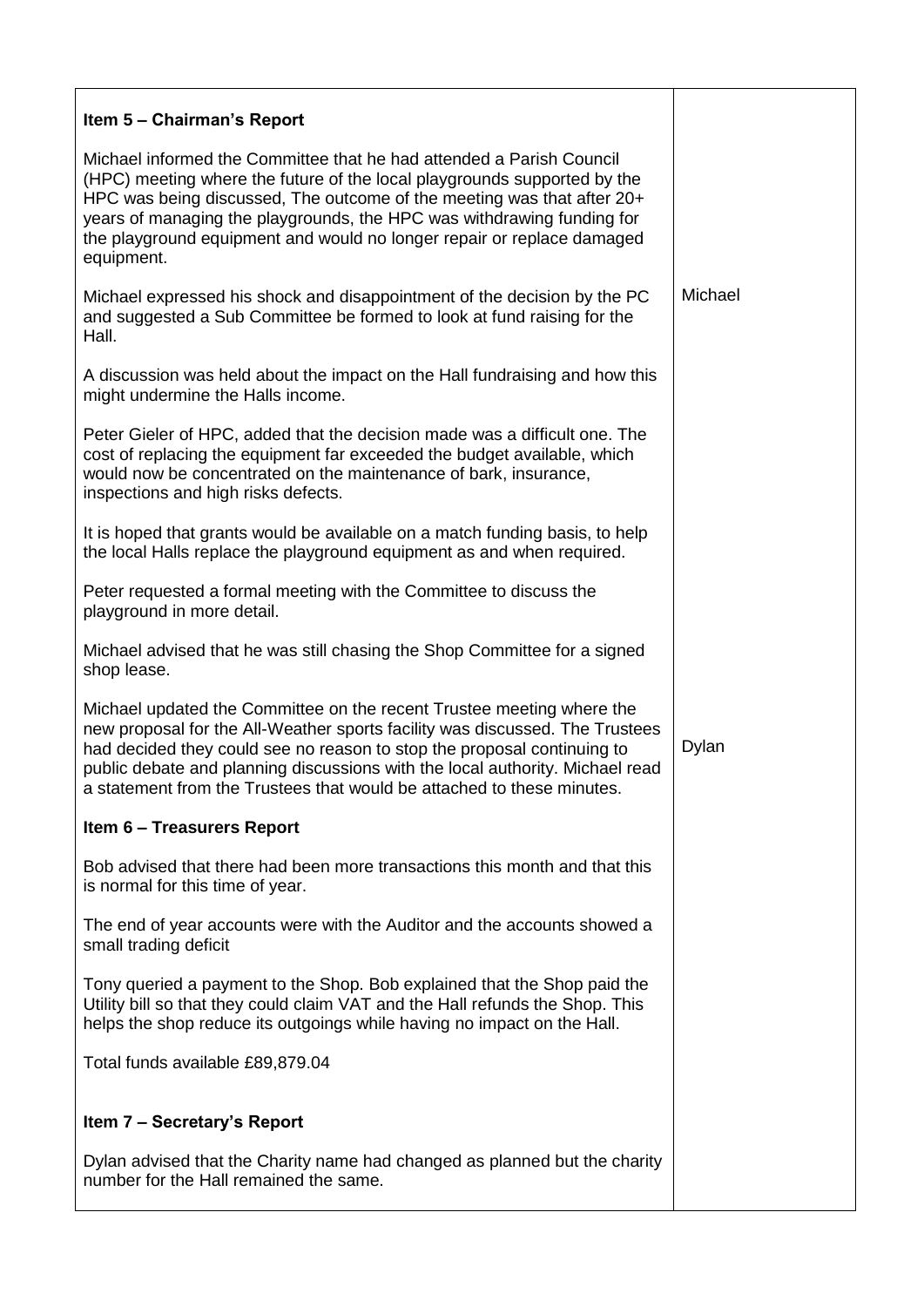| | |
|---|---|
| **Item 5 – Chairman's Report**<br><br>Michael informed the Committee that he had attended a Parish Council (HPC) meeting where the future of the local playgrounds supported by the HPC was being discussed, The outcome of the meeting was that after 20+ years of managing the playgrounds, the HPC was withdrawing funding for the playground equipment and would no longer repair or replace damaged equipment. | |
| Michael expressed his shock and disappointment of the decision by the PC and suggested a Sub Committee be formed to look at fund raising for the Hall. | Michael |
| A discussion was held about the impact on the Hall fundraising and how this might undermine the Halls income.<br><br>Peter Gieler of HPC, added that the decision made was a difficult one. The cost of replacing the equipment far exceeded the budget available, which would now be concentrated on the maintenance of bark, insurance, inspections and high risks defects.<br><br>It is hoped that grants would be available on a match funding basis, to help the local Halls replace the playground equipment as and when required.<br><br>Peter requested a formal meeting with the Committee to discuss the playground in more detail.<br><br>Michael advised that he was still chasing the Shop Committee for a signed shop lease. | |
| Michael updated the Committee on the recent Trustee meeting where the new proposal for the All-Weather sports facility was discussed. The Trustees had decided they could see no reason to stop the proposal continuing to public debate and planning discussions with the local authority. Michael read a statement from the Trustees that would be attached to these minutes. | Dylan |
| **Item 6 – Treasurers Report**<br><br>Bob advised that there had been more transactions this month and that this is normal for this time of year.<br><br>The end of year accounts were with the Auditor and the accounts showed a small trading deficit<br><br>Tony queried a payment to the Shop. Bob explained that the Shop paid the Utility bill so that they could claim VAT and the Hall refunds the Shop. This helps the shop reduce its outgoings while having no impact on the Hall.<br><br>Total funds available £89,879.04 | |
| **Item 7 – Secretary's Report**<br><br>Dylan advised that the Charity name had changed as planned but the charity number for the Hall remained the same. | |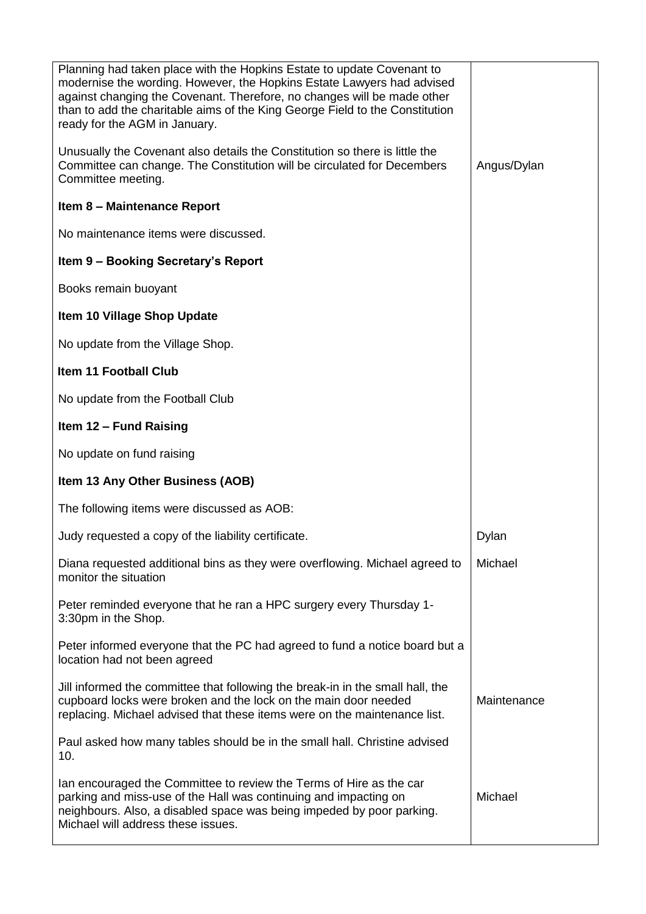| | |
|---|---|
| Planning had taken place with the Hopkins Estate to update Covenant to modernise the wording. However, the Hopkins Estate Lawyers had advised against changing the Covenant. Therefore, no changes will be made other than to add the charitable aims of the King George Field to the Constitution ready for the AGM in January. | |
| Unusually the Covenant also details the Constitution so there is little the Committee can change. The Constitution will be circulated for Decembers Committee meeting. | Angus/Dylan |
| **Item 8 – Maintenance Report** | |
| No maintenance items were discussed. | |
| **Item 9 – Booking Secretary's Report** | |
| Books remain buoyant | |
| **Item 10 Village Shop Update** | |
| No update from the Village Shop. | |
| **Item 11 Football Club** | |
| No update from the Football Club | |
| **Item 12 – Fund Raising** | |
| No update on fund raising | |
| **Item 13 Any Other Business (AOB)** | |
| The following items were discussed as AOB: | |
| Judy requested a copy of the liability certificate. | Dylan |
| Diana requested additional bins as they were overflowing. Michael agreed to monitor the situation | Michael |
| Peter reminded everyone that he ran a HPC surgery every Thursday 1-3:30pm in the Shop. | |
| Peter informed everyone that the PC had agreed to fund a notice board but a location had not been agreed | |
| Jill informed the committee that following the break-in in the small hall, the cupboard locks were broken and the lock on the main door needed replacing. Michael advised that these items were on the maintenance list. | Maintenance |
| Paul asked how many tables should be in the small hall. Christine advised 10. | |
| Ian encouraged the Committee to review the Terms of Hire as the car parking and miss-use of the Hall was continuing and impacting on neighbours. Also, a disabled space was being impeded by poor parking. Michael will address these issues. | Michael |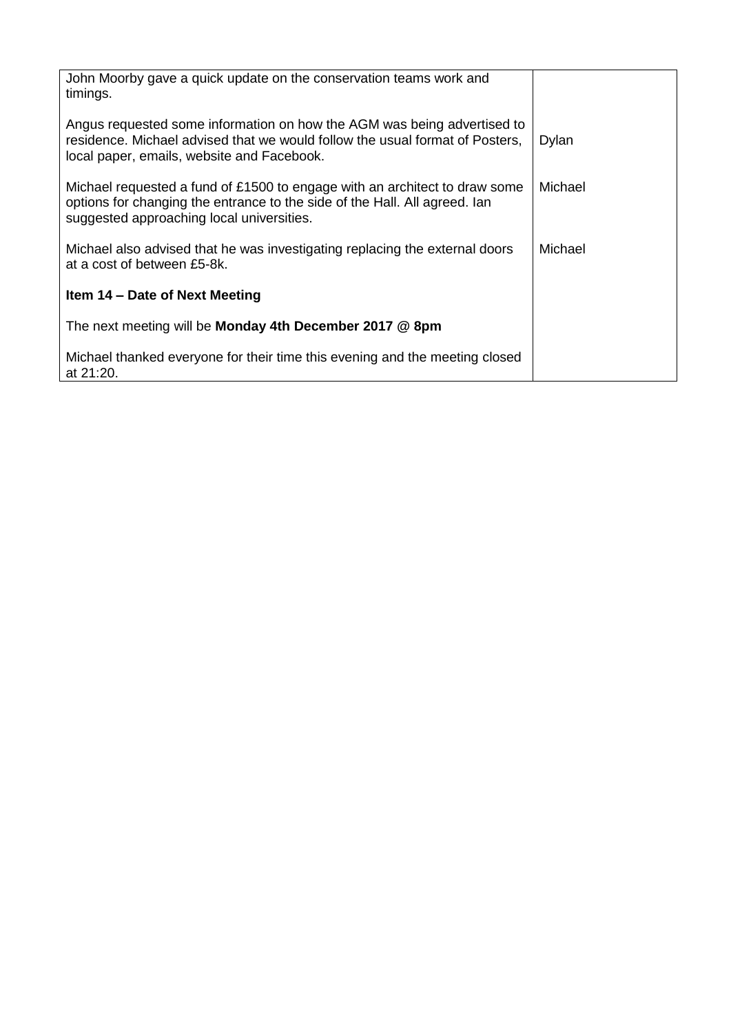| | |
|---|---|
| John Moorby gave a quick update on the conservation teams work and timings. | |
| Angus requested some information on how the AGM was being advertised to residence. Michael advised that we would follow the usual format of Posters, local paper, emails, website and Facebook. | Dylan |
| Michael requested a fund of £1500 to engage with an architect to draw some options for changing the entrance to the side of the Hall. All agreed. Ian suggested approaching local universities. | Michael |
| Michael also advised that he was investigating replacing the external doors at a cost of between £5-8k. | Michael |
| **Item 14 – Date of Next Meeting** | |
| The next meeting will be **Monday 4th December 2017 @ 8pm** | |
| Michael thanked everyone for their time this evening and the meeting closed at 21:20. | |